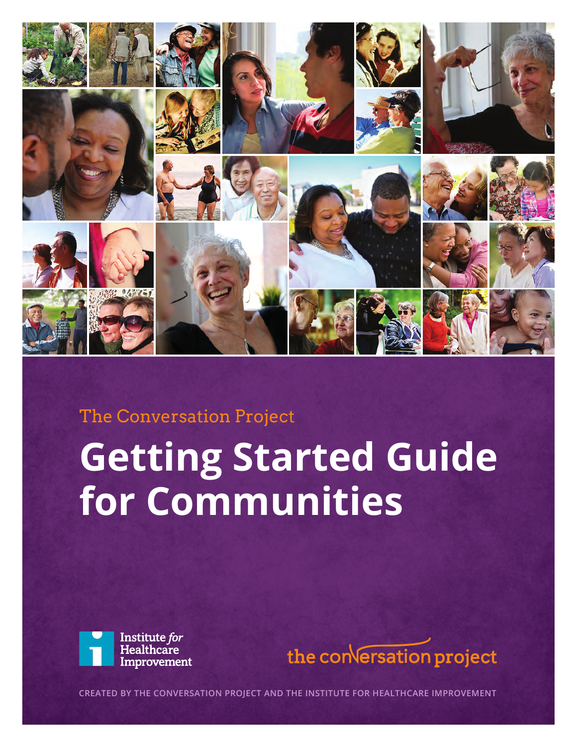The Conversation Project

# Getting Started Guide for Communities

Institute *for* Healthcare Improvement

the conversation project

CREATED BY THE CONVERSATION PROJECT AND THE INSTITUTE FOR HEALTHCARE IMPROVEMENT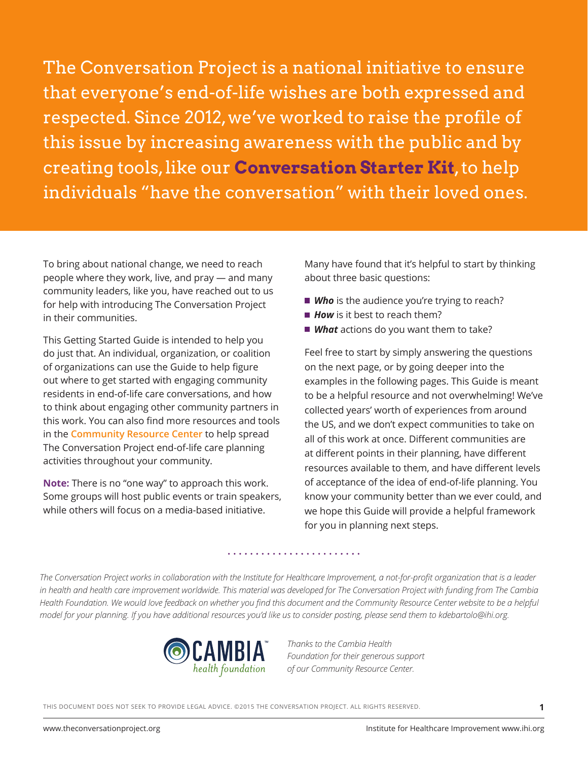The Conversation Project is a national initiative to ensure that everyone's end-of-life wishes are both expressed and respected. Since 2012, we've worked to raise the profile of this issue by increasing awareness with the public and by creating tools, like our **Conversation Starter Kit**, to help individuals "have the conversation" with their loved ones.

To bring about national change, we need to reach people where they work, live, and pray — and many community leaders, like you, have reached out to us for help with introducing The Conversation Project in their communities.

This Getting Started Guide is intended to help you do just that. An individual, organization, or coalition of organizations can use the Guide to help figure out where to get started with engaging community residents in end-of-life care conversations, and how to think about engaging other community partners in this work. You can also find more resources and tools in the **Community Resource Center** to help spread The Conversation Project end-of-life care planning activities throughout your community.

**Note:** There is no "one way" to approach this work. Some groups will host public events or train speakers, while others will focus on a media-based initiative.

Many have found that it's helpful to start by thinking about three basic questions:

- ***Who*** is the audience you're trying to reach?
- ***How*** is it best to reach them?
- ***What*** actions do you want them to take?

Feel free to start by simply answering the questions on the next page, or by going deeper into the examples in the following pages. This Guide is meant to be a helpful resource and not overwhelming! We've collected years' worth of experiences from around the US, and we don't expect communities to take on all of this work at once. Different communities are at different points in their planning, have different resources available to them, and have different levels of acceptance of the idea of end-of-life planning. You know your community better than we ever could, and we hope this Guide will provide a helpful framework for you in planning next steps.

*The Conversation Project works in collaboration with the Institute for Healthcare Improvement, a not-for-profit organization that is a leader in health and health care improvement worldwide. This material was developed for The Conversation Project with funding from The Cambia Health Foundation. We would love feedback on whether you find this document and the Community Resource Center website to be a helpful model for your planning. If you have additional resources you'd like us to consider posting, please send them to kdebartolo@ihi.org.*

CAMBIA health foundation

*Thanks to the Cambia Health Foundation for their generous support of our Community Resource Center.*

THIS DOCUMENT DOES NOT SEEK TO PROVIDE LEGAL ADVICE. ©2015 THE CONVERSATION PROJECT. ALL RIGHTS RESERVED.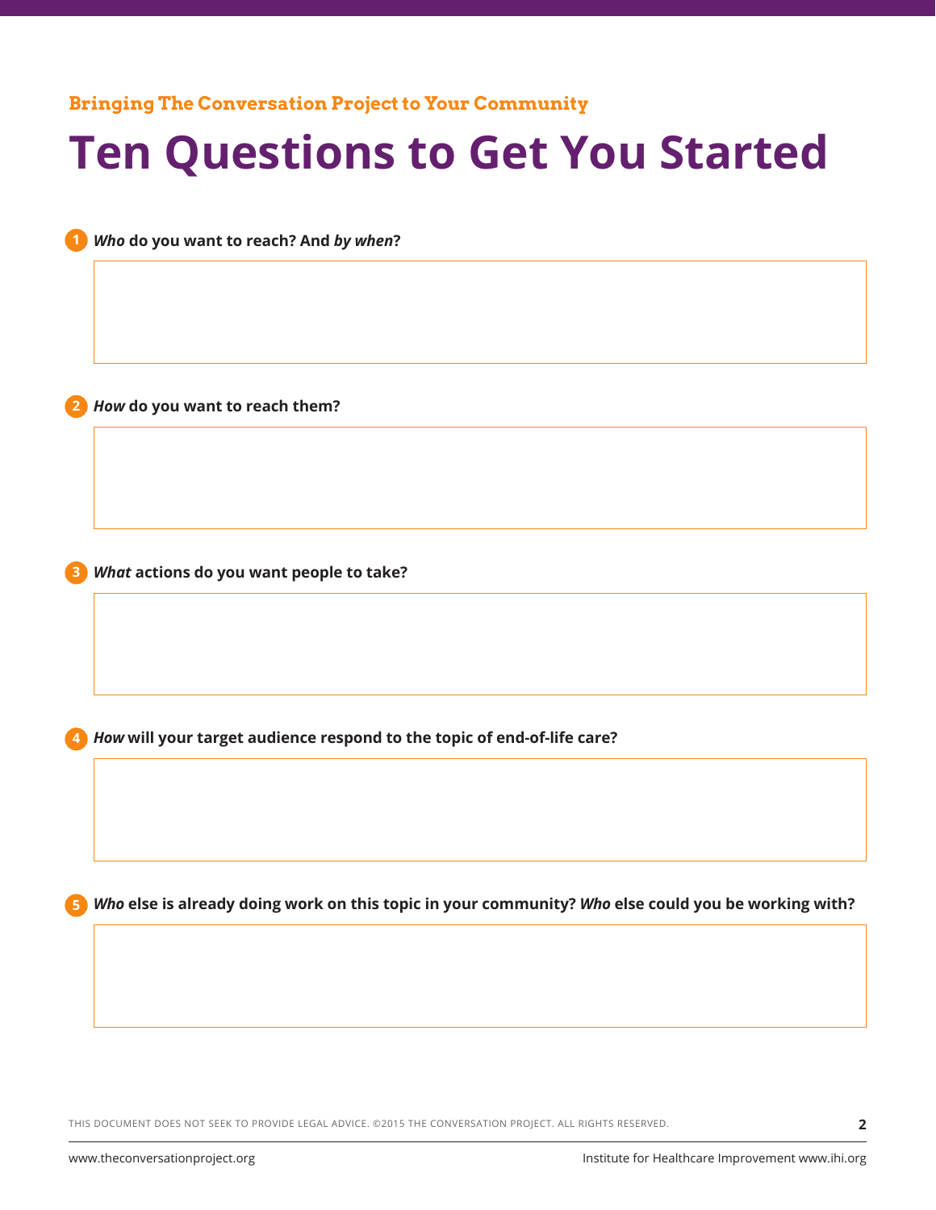**Bringing The Conversation Project to Your Community**

# Ten Questions to Get You Started

1. ***Who*** **do you want to reach? And** ***by when*****?**

2. ***How*** **do you want to reach them?**

3. ***What*** **actions do you want people to take?**

4. ***How*** **will your target audience respond to the topic of end-of-life care?**

5. ***Who*** **else is already doing work on this topic in your community?** ***Who*** **else could you be working with?**

THIS DOCUMENT DOES NOT SEEK TO PROVIDE LEGAL ADVICE. ©2015 THE CONVERSATION PROJECT. ALL RIGHTS RESERVED.

www.theconversationproject.org

Institute for Healthcare Improvement www.ihi.org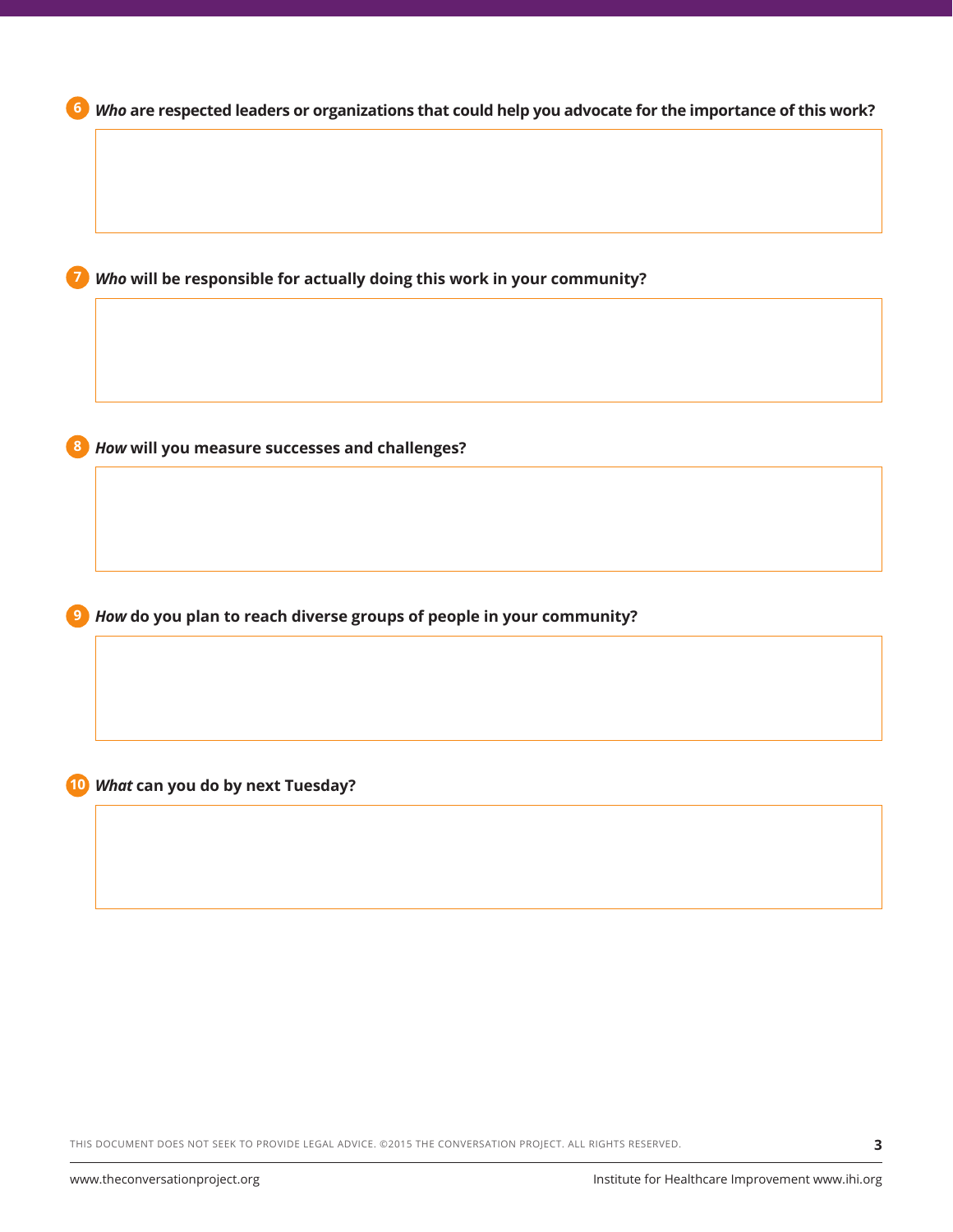6. ***Who*** **are respected leaders or organizations that could help you advocate for the importance of this work?**

7. ***Who*** **will be responsible for actually doing this work in your community?**

8. ***How*** **will you measure successes and challenges?**

9. ***How*** **do you plan to reach diverse groups of people in your community?**

10. ***What*** **can you do by next Tuesday?**

THIS DOCUMENT DOES NOT SEEK TO PROVIDE LEGAL ADVICE. ©2015 THE CONVERSATION PROJECT. ALL RIGHTS RESERVED.

www.theconversationproject.org

Institute for Healthcare Improvement www.ihi.org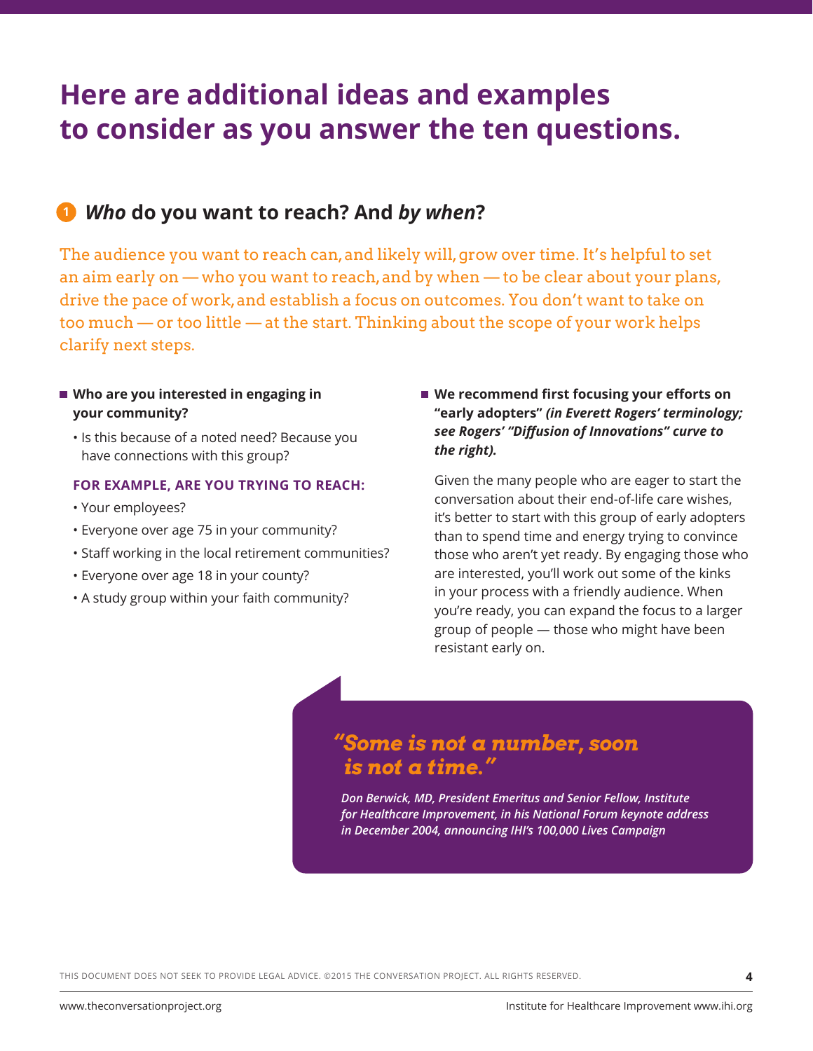# Here are additional ideas and examples to consider as you answer the ten questions.

## 1 *Who* do you want to reach? And *by when*?

The audience you want to reach can, and likely will, grow over time. It's helpful to set an aim early on — who you want to reach, and by when — to be clear about your plans, drive the pace of work, and establish a focus on outcomes. You don't want to take on too much — or too little — at the start. Thinking about the scope of your work helps clarify next steps.

- **Who are you interested in engaging in your community?**
  - Is this because of a noted need? Because you have connections with this group?

**FOR EXAMPLE, ARE YOU TRYING TO REACH:**

- Your employees?
- Everyone over age 75 in your community?
- Staff working in the local retirement communities?
- Everyone over age 18 in your county?
- A study group within your faith community?

- **We recommend first focusing your efforts on "early adopters"** ***(in Everett Rogers' terminology; see Rogers' "Diffusion of Innovations" curve to the right).***

Given the many people who are eager to start the conversation about their end-of-life care wishes, it's better to start with this group of early adopters than to spend time and energy trying to convince those who aren't yet ready. By engaging those who are interested, you'll work out some of the kinks in your process with a friendly audience. When you're ready, you can expand the focus to a larger group of people — those who might have been resistant early on.

> ***"Some is not a number, soon is not a time."***
>
> *Don Berwick, MD, President Emeritus and Senior Fellow, Institute for Healthcare Improvement, in his National Forum keynote address in December 2004, announcing IHI's 100,000 Lives Campaign*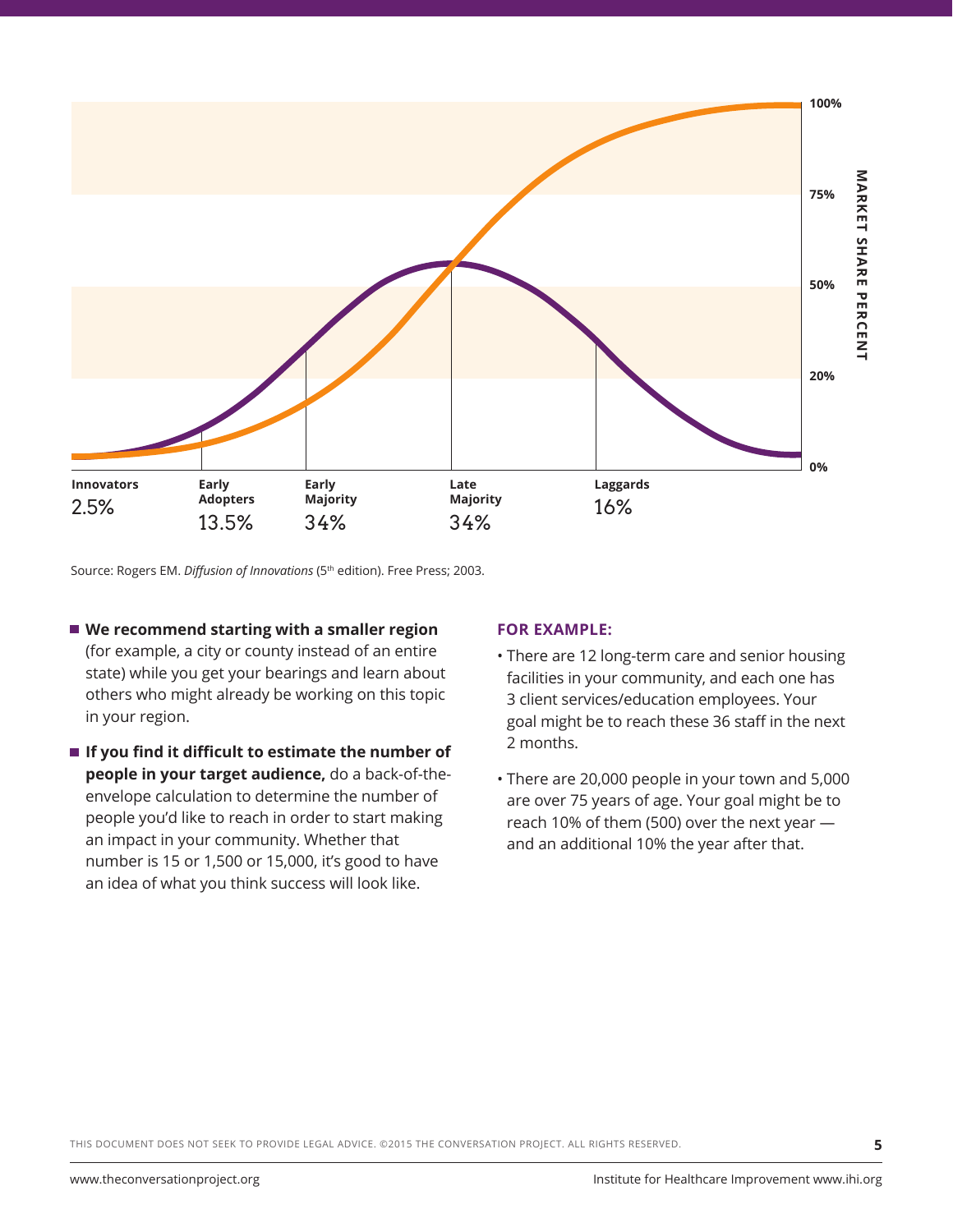MARKET SHARE PERCENT

100%

75%

50%

20%

0%

**Innovators** 2.5%

**Early Adopters** 13.5%

**Early Majority** 34%

**Late Majority** 34%

**Laggards** 16%

Source: Rogers EM. *Diffusion of Innovations* (5th edition). Free Press; 2003.

- **We recommend starting with a smaller region** (for example, a city or county instead of an entire state) while you get your bearings and learn about others who might already be working on this topic in your region.
- **If you find it difficult to estimate the number of people in your target audience,** do a back-of-the-envelope calculation to determine the number of people you'd like to reach in order to start making an impact in your community. Whether that number is 15 or 1,500 or 15,000, it's good to have an idea of what you think success will look like.

**FOR EXAMPLE:**

- There are 12 long-term care and senior housing facilities in your community, and each one has 3 client services/education employees. Your goal might be to reach these 36 staff in the next 2 months.
- There are 20,000 people in your town and 5,000 are over 75 years of age. Your goal might be to reach 10% of them (500) over the next year — and an additional 10% the year after that.

THIS DOCUMENT DOES NOT SEEK TO PROVIDE LEGAL ADVICE. ©2015 THE CONVERSATION PROJECT. ALL RIGHTS RESERVED.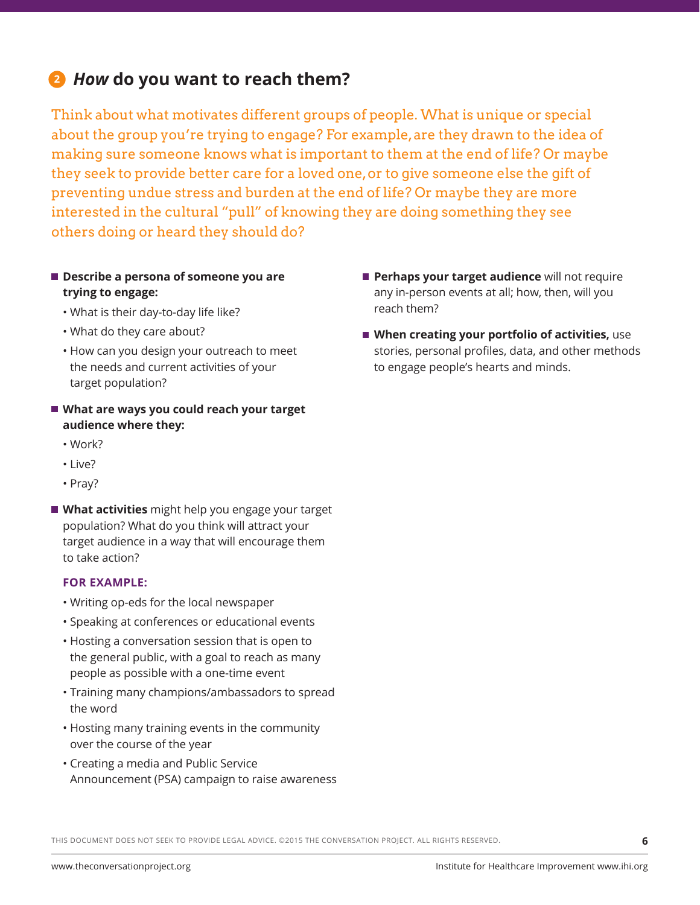## 2 *How* do you want to reach them?

Think about what motivates different groups of people. What is unique or special about the group you're trying to engage? For example, are they drawn to the idea of making sure someone knows what is important to them at the end of life? Or maybe they seek to provide better care for a loved one, or to give someone else the gift of preventing undue stress and burden at the end of life? Or maybe they are more interested in the cultural "pull" of knowing they are doing something they see others doing or heard they should do?

- **Describe a persona of someone you are trying to engage:**
  - What is their day-to-day life like?
  - What do they care about?
  - How can you design your outreach to meet the needs and current activities of your target population?
- **What are ways you could reach your target audience where they:**
  - Work?
  - Live?
  - Pray?
- **What activities** might help you engage your target population? What do you think will attract your target audience in a way that will encourage them to take action?

  **FOR EXAMPLE:**

  - Writing op-eds for the local newspaper
  - Speaking at conferences or educational events
  - Hosting a conversation session that is open to the general public, with a goal to reach as many people as possible with a one-time event
  - Training many champions/ambassadors to spread the word
  - Hosting many training events in the community over the course of the year
  - Creating a media and Public Service Announcement (PSA) campaign to raise awareness
- **Perhaps your target audience** will not require any in-person events at all; how, then, will you reach them?
- **When creating your portfolio of activities,** use stories, personal profiles, data, and other methods to engage people's hearts and minds.

THIS DOCUMENT DOES NOT SEEK TO PROVIDE LEGAL ADVICE. ©2015 THE CONVERSATION PROJECT. ALL RIGHTS RESERVED.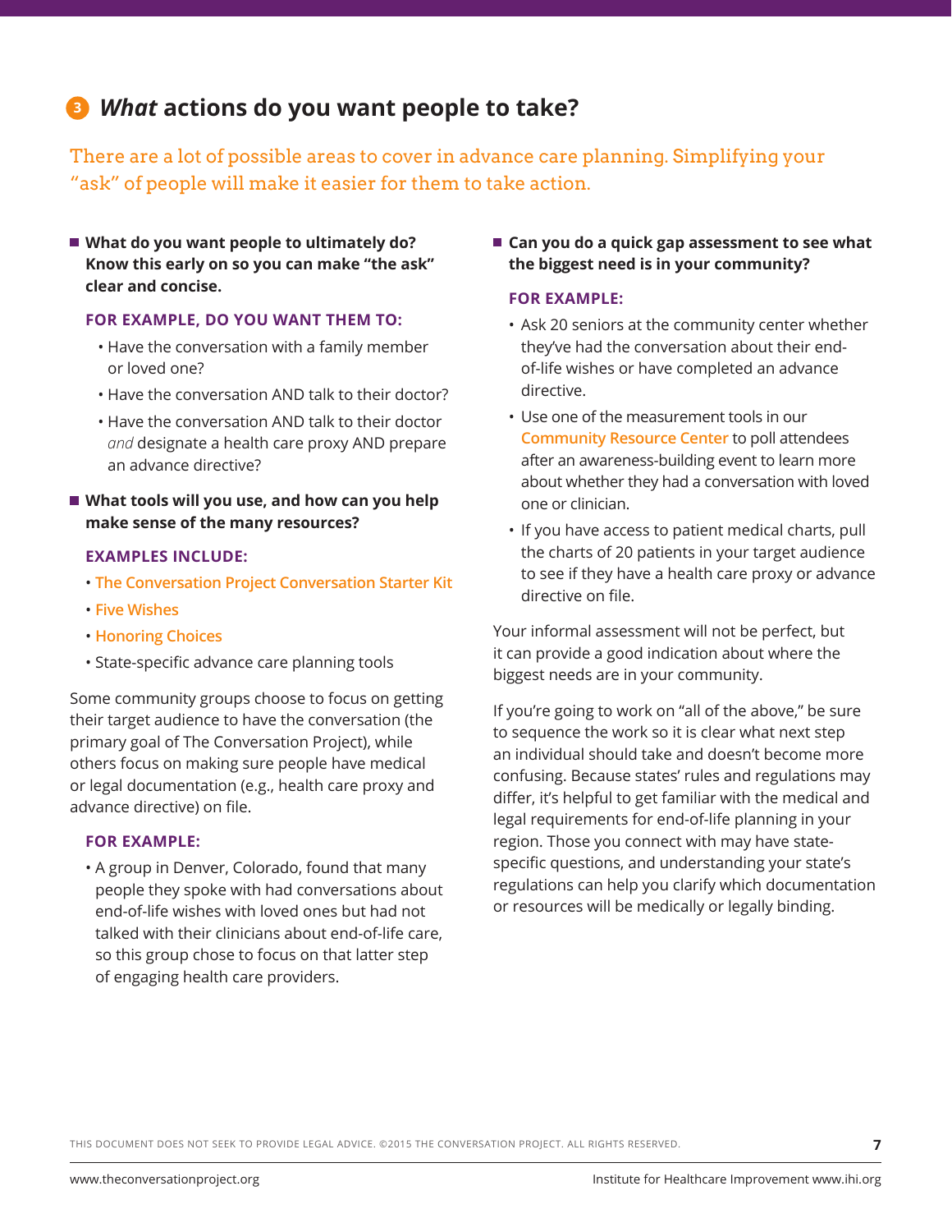## 3 *What* actions do you want people to take?

There are a lot of possible areas to cover in advance care planning. Simplifying your "ask" of people will make it easier for them to take action.

- **What do you want people to ultimately do? Know this early on so you can make "the ask" clear and concise.**

  **FOR EXAMPLE, DO YOU WANT THEM TO:**

  - Have the conversation with a family member or loved one?
  - Have the conversation AND talk to their doctor?
  - Have the conversation AND talk to their doctor *and* designate a health care proxy AND prepare an advance directive?

- **What tools will you use, and how can you help make sense of the many resources?**

  **EXAMPLES INCLUDE:**

  - The Conversation Project Conversation Starter Kit
  - Five Wishes
  - Honoring Choices
  - State-specific advance care planning tools

Some community groups choose to focus on getting their target audience to have the conversation (the primary goal of The Conversation Project), while others focus on making sure people have medical or legal documentation (e.g., health care proxy and advance directive) on file.

**FOR EXAMPLE:**

- A group in Denver, Colorado, found that many people they spoke with had conversations about end-of-life wishes with loved ones but had not talked with their clinicians about end-of-life care, so this group chose to focus on that latter step of engaging health care providers.

- **Can you do a quick gap assessment to see what the biggest need is in your community?**

  **FOR EXAMPLE:**

  - Ask 20 seniors at the community center whether they've had the conversation about their end-of-life wishes or have completed an advance directive.
  - Use one of the measurement tools in our Community Resource Center to poll attendees after an awareness-building event to learn more about whether they had a conversation with loved one or clinician.
  - If you have access to patient medical charts, pull the charts of 20 patients in your target audience to see if they have a health care proxy or advance directive on file.

Your informal assessment will not be perfect, but it can provide a good indication about where the biggest needs are in your community.

If you're going to work on "all of the above," be sure to sequence the work so it is clear what next step an individual should take and doesn't become more confusing. Because states' rules and regulations may differ, it's helpful to get familiar with the medical and legal requirements for end-of-life planning in your region. Those you connect with may have state-specific questions, and understanding your state's regulations can help you clarify which documentation or resources will be medically or legally binding.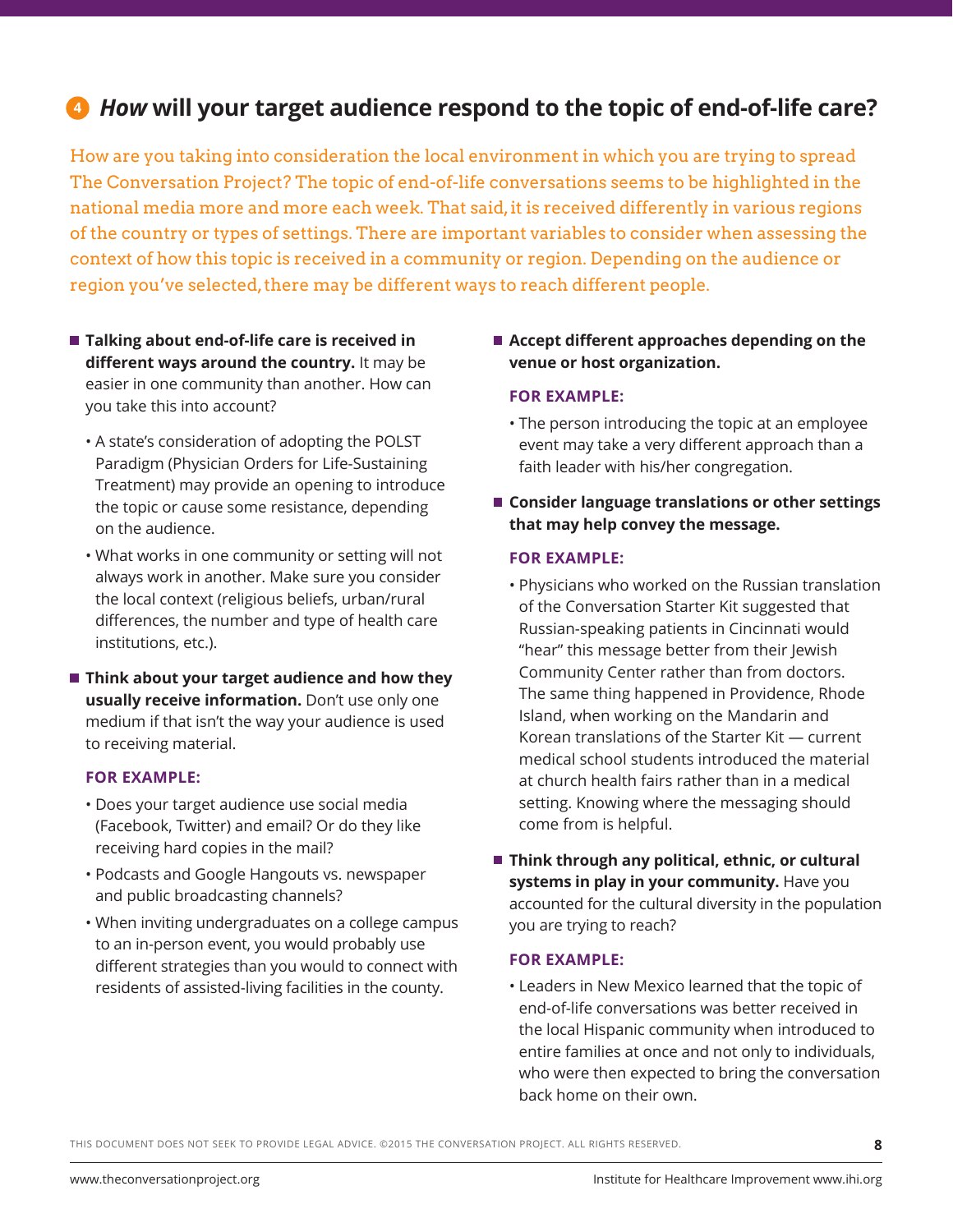## 4 *How* will your target audience respond to the topic of end-of-life care?

How are you taking into consideration the local environment in which you are trying to spread The Conversation Project? The topic of end-of-life conversations seems to be highlighted in the national media more and more each week. That said, it is received differently in various regions of the country or types of settings. There are important variables to consider when assessing the context of how this topic is received in a community or region. Depending on the audience or region you've selected, there may be different ways to reach different people.

- **Talking about end-of-life care is received in different ways around the country.** It may be easier in one community than another. How can you take this into account?
  - A state's consideration of adopting the POLST Paradigm (Physician Orders for Life-Sustaining Treatment) may provide an opening to introduce the topic or cause some resistance, depending on the audience.
  - What works in one community or setting will not always work in another. Make sure you consider the local context (religious beliefs, urban/rural differences, the number and type of health care institutions, etc.).

- **Think about your target audience and how they usually receive information.** Don't use only one medium if that isn't the way your audience is used to receiving material.

  **FOR EXAMPLE:**
  - Does your target audience use social media (Facebook, Twitter) and email? Or do they like receiving hard copies in the mail?
  - Podcasts and Google Hangouts vs. newspaper and public broadcasting channels?
  - When inviting undergraduates on a college campus to an in-person event, you would probably use different strategies than you would to connect with residents of assisted-living facilities in the county.

- **Accept different approaches depending on the venue or host organization.**

  **FOR EXAMPLE:**
  - The person introducing the topic at an employee event may take a very different approach than a faith leader with his/her congregation.

- **Consider language translations or other settings that may help convey the message.**

  **FOR EXAMPLE:**
  - Physicians who worked on the Russian translation of the Conversation Starter Kit suggested that Russian-speaking patients in Cincinnati would "hear" this message better from their Jewish Community Center rather than from doctors. The same thing happened in Providence, Rhode Island, when working on the Mandarin and Korean translations of the Starter Kit — current medical school students introduced the material at church health fairs rather than in a medical setting. Knowing where the messaging should come from is helpful.

- **Think through any political, ethnic, or cultural systems in play in your community.** Have you accounted for the cultural diversity in the population you are trying to reach?

  **FOR EXAMPLE:**
  - Leaders in New Mexico learned that the topic of end-of-life conversations was better received in the local Hispanic community when introduced to entire families at once and not only to individuals, who were then expected to bring the conversation back home on their own.

THIS DOCUMENT DOES NOT SEEK TO PROVIDE LEGAL ADVICE. ©2015 THE CONVERSATION PROJECT. ALL RIGHTS RESERVED.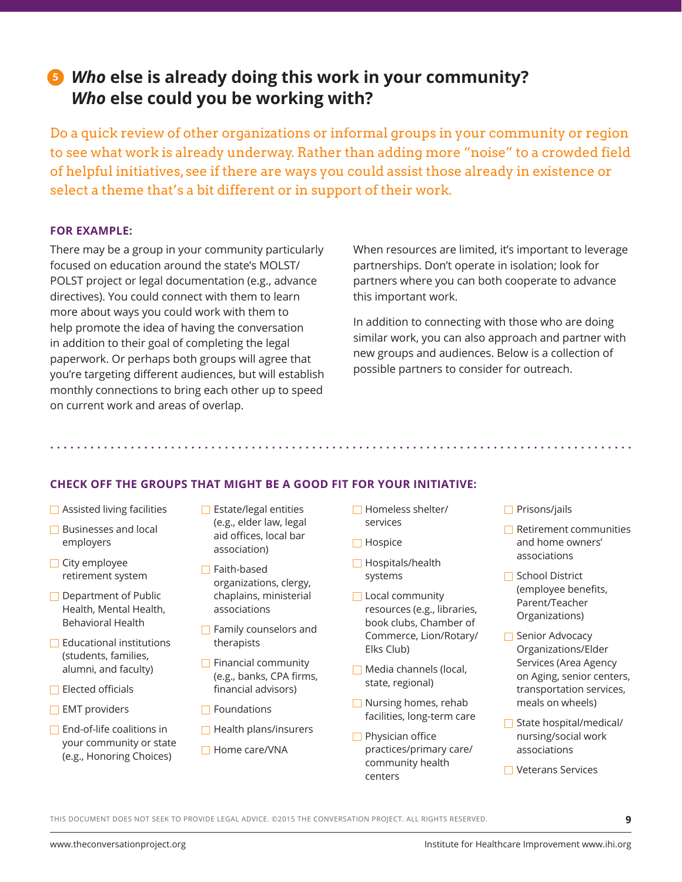## 5 *Who* else is already doing this work in your community? *Who* else could you be working with?

Do a quick review of other organizations or informal groups in your community or region to see what work is already underway. Rather than adding more "noise" to a crowded field of helpful initiatives, see if there are ways you could assist those already in existence or select a theme that's a bit different or in support of their work.

**FOR EXAMPLE:**

There may be a group in your community particularly focused on education around the state's MOLST/POLST project or legal documentation (e.g., advance directives). You could connect with them to learn more about ways you could work with them to help promote the idea of having the conversation in addition to their goal of completing the legal paperwork. Or perhaps both groups will agree that you're targeting different audiences, but will establish monthly connections to bring each other up to speed on current work and areas of overlap.

When resources are limited, it's important to leverage partnerships. Don't operate in isolation; look for partners where you can both cooperate to advance this important work.

In addition to connecting with those who are doing similar work, you can also approach and partner with new groups and audiences. Below is a collection of possible partners to consider for outreach.

**CHECK OFF THE GROUPS THAT MIGHT BE A GOOD FIT FOR YOUR INITIATIVE:**

- ☐ Assisted living facilities
- ☐ Businesses and local employers
- ☐ City employee retirement system
- ☐ Department of Public Health, Mental Health, Behavioral Health
- ☐ Educational institutions (students, families, alumni, and faculty)
- ☐ Elected officials
- ☐ EMT providers
- ☐ End-of-life coalitions in your community or state (e.g., Honoring Choices)
- ☐ Estate/legal entities (e.g., elder law, legal aid offices, local bar association)
- ☐ Faith-based organizations, clergy, chaplains, ministerial associations
- ☐ Family counselors and therapists
- ☐ Financial community (e.g., banks, CPA firms, financial advisors)
- ☐ Foundations
- ☐ Health plans/insurers
- ☐ Home care/VNA
- ☐ Homeless shelter/services
- ☐ Hospice
- ☐ Hospitals/health systems
- ☐ Local community resources (e.g., libraries, book clubs, Chamber of Commerce, Lion/Rotary/Elks Club)
- ☐ Media channels (local, state, regional)
- ☐ Nursing homes, rehab facilities, long-term care
- ☐ Physician office practices/primary care/community health centers
- ☐ Prisons/jails
- ☐ Retirement communities and home owners' associations
- ☐ School District (employee benefits, Parent/Teacher Organizations)
- ☐ Senior Advocacy Organizations/Elder Services (Area Agency on Aging, senior centers, transportation services, meals on wheels)
- ☐ State hospital/medical/nursing/social work associations
- ☐ Veterans Services

THIS DOCUMENT DOES NOT SEEK TO PROVIDE LEGAL ADVICE. ©2015 THE CONVERSATION PROJECT. ALL RIGHTS RESERVED.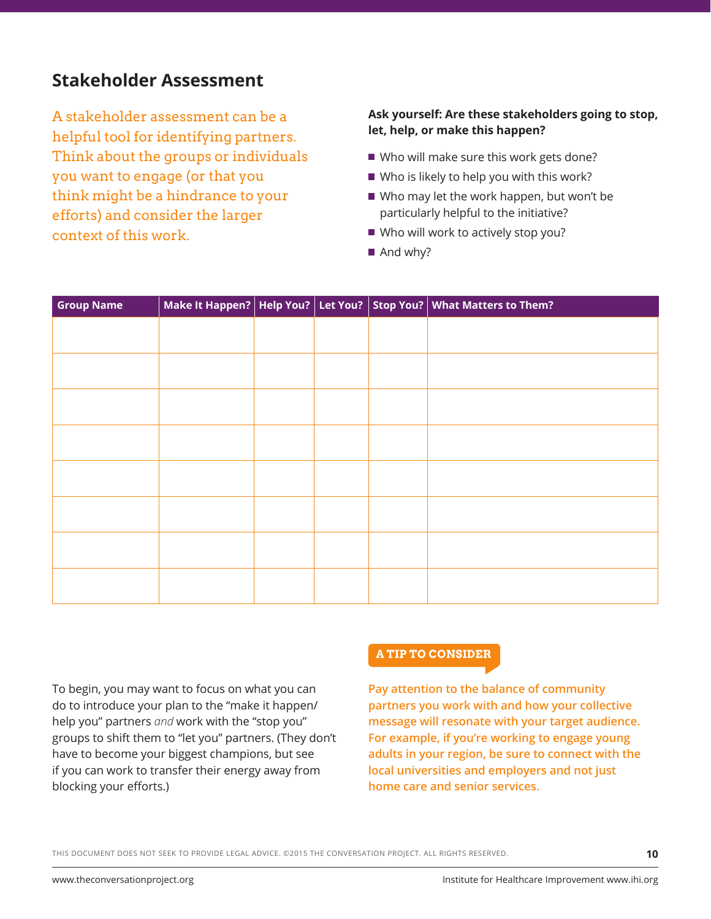## Stakeholder Assessment

A stakeholder assessment can be a helpful tool for identifying partners. Think about the groups or individuals you want to engage (or that you think might be a hindrance to your efforts) and consider the larger context of this work.

**Ask yourself: Are these stakeholders going to stop, let, help, or make this happen?**

- Who will make sure this work gets done?
- Who is likely to help you with this work?
- Who may let the work happen, but won't be particularly helpful to the initiative?
- Who will work to actively stop you?
- And why?

| Group Name | Make It Happen? | Help You? | Let You? | Stop You? | What Matters to Them? |
|---|---|---|---|---|---|
| | | | | | |
| | | | | | |
| | | | | | |
| | | | | | |
| | | | | | |
| | | | | | |
| | | | | | |
| | | | | | |

To begin, you may want to focus on what you can do to introduce your plan to the "make it happen/ help you" partners *and* work with the "stop you" groups to shift them to "let you" partners. (They don't have to become your biggest champions, but see if you can work to transfer their energy away from blocking your efforts.)

**A TIP TO CONSIDER**

**Pay attention to the balance of community partners you work with and how your collective message will resonate with your target audience. For example, if you're working to engage young adults in your region, be sure to connect with the local universities and employers and not just home care and senior services.**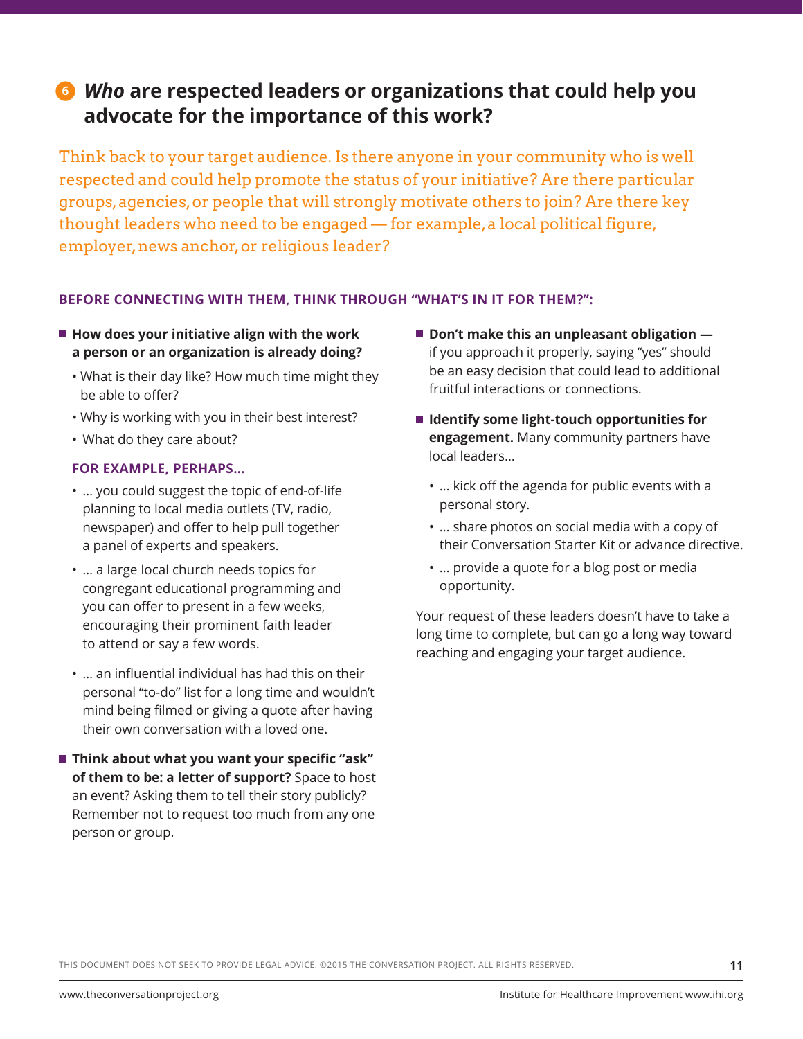## 6 *Who* are respected leaders or organizations that could help you advocate for the importance of this work?

Think back to your target audience. Is there anyone in your community who is well respected and could help promote the status of your initiative? Are there particular groups, agencies, or people that will strongly motivate others to join? Are there key thought leaders who need to be engaged — for example, a local political figure, employer, news anchor, or religious leader?

**BEFORE CONNECTING WITH THEM, THINK THROUGH "WHAT'S IN IT FOR THEM?":**

- **How does your initiative align with the work a person or an organization is already doing?**
  - What is their day like? How much time might they be able to offer?
  - Why is working with you in their best interest?
  - What do they care about?

  **FOR EXAMPLE, PERHAPS...**

  - ... you could suggest the topic of end-of-life planning to local media outlets (TV, radio, newspaper) and offer to help pull together a panel of experts and speakers.
  - ... a large local church needs topics for congregant educational programming and you can offer to present in a few weeks, encouraging their prominent faith leader to attend or say a few words.
  - ... an influential individual has had this on their personal "to-do" list for a long time and wouldn't mind being filmed or giving a quote after having their own conversation with a loved one.

- **Think about what you want your specific "ask" of them to be: a letter of support?** Space to host an event? Asking them to tell their story publicly? Remember not to request too much from any one person or group.

- **Don't make this an unpleasant obligation —** if you approach it properly, saying "yes" should be an easy decision that could lead to additional fruitful interactions or connections.

- **Identify some light-touch opportunities for engagement.** Many community partners have local leaders...
  - ... kick off the agenda for public events with a personal story.
  - ... share photos on social media with a copy of their Conversation Starter Kit or advance directive.
  - ... provide a quote for a blog post or media opportunity.

Your request of these leaders doesn't have to take a long time to complete, but can go a long way toward reaching and engaging your target audience.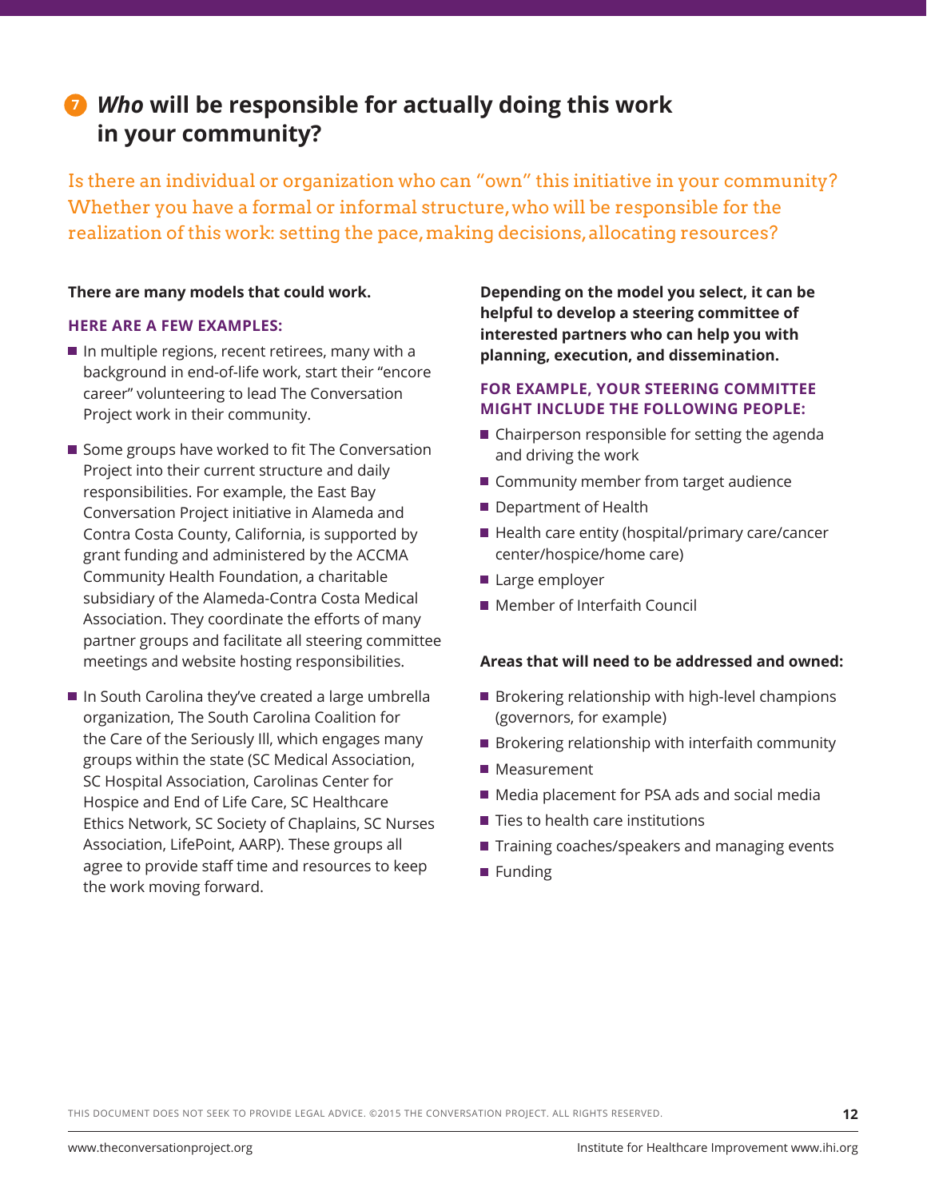## 7 *Who* will be responsible for actually doing this work in your community?

Is there an individual or organization who can "own" this initiative in your community? Whether you have a formal or informal structure, who will be responsible for the realization of this work: setting the pace, making decisions, allocating resources?

**There are many models that could work.**

**HERE ARE A FEW EXAMPLES:**

- In multiple regions, recent retirees, many with a background in end-of-life work, start their "encore career" volunteering to lead The Conversation Project work in their community.
- Some groups have worked to fit The Conversation Project into their current structure and daily responsibilities. For example, the East Bay Conversation Project initiative in Alameda and Contra Costa County, California, is supported by grant funding and administered by the ACCMA Community Health Foundation, a charitable subsidiary of the Alameda-Contra Costa Medical Association. They coordinate the efforts of many partner groups and facilitate all steering committee meetings and website hosting responsibilities.
- In South Carolina they've created a large umbrella organization, The South Carolina Coalition for the Care of the Seriously Ill, which engages many groups within the state (SC Medical Association, SC Hospital Association, Carolinas Center for Hospice and End of Life Care, SC Healthcare Ethics Network, SC Society of Chaplains, SC Nurses Association, LifePoint, AARP). These groups all agree to provide staff time and resources to keep the work moving forward.

**Depending on the model you select, it can be helpful to develop a steering committee of interested partners who can help you with planning, execution, and dissemination.**

**FOR EXAMPLE, YOUR STEERING COMMITTEE MIGHT INCLUDE THE FOLLOWING PEOPLE:**

- Chairperson responsible for setting the agenda and driving the work
- Community member from target audience
- Department of Health
- Health care entity (hospital/primary care/cancer center/hospice/home care)
- Large employer
- Member of Interfaith Council

**Areas that will need to be addressed and owned:**

- Brokering relationship with high-level champions (governors, for example)
- Brokering relationship with interfaith community
- Measurement
- Media placement for PSA ads and social media
- Ties to health care institutions
- Training coaches/speakers and managing events
- Funding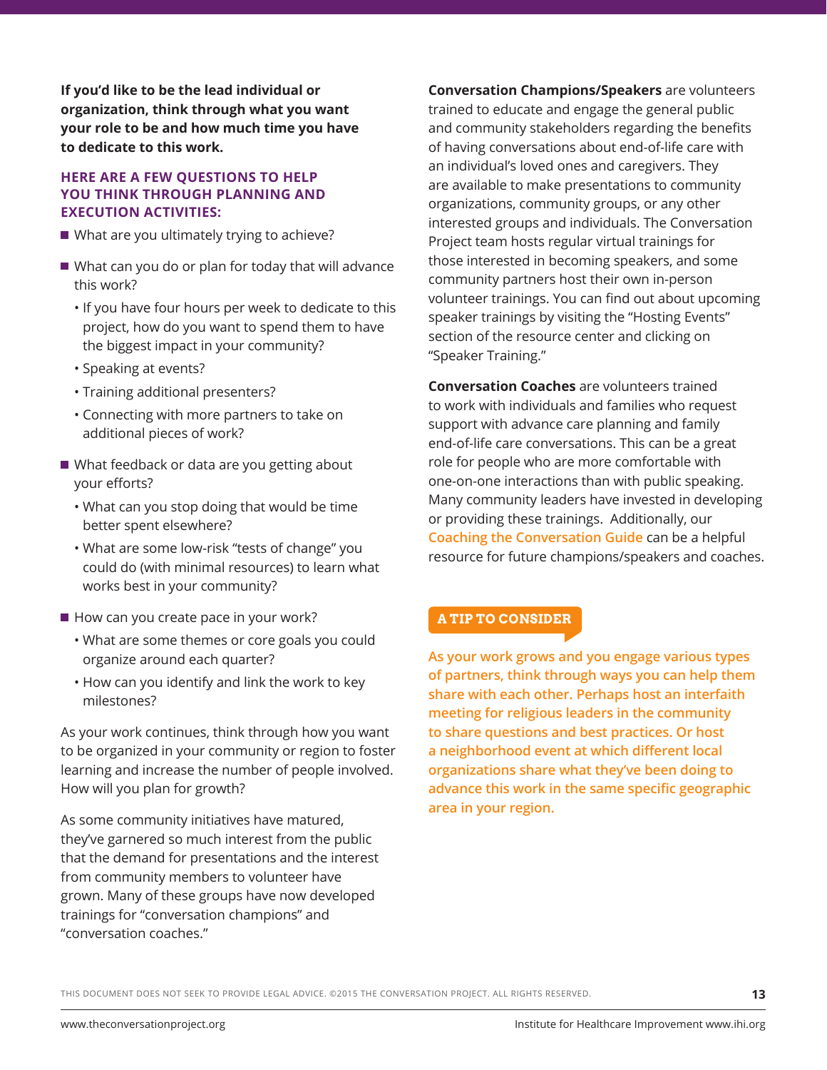**If you'd like to be the lead individual or organization, think through what you want your role to be and how much time you have to dedicate to this work.**

### HERE ARE A FEW QUESTIONS TO HELP YOU THINK THROUGH PLANNING AND EXECUTION ACTIVITIES:

- What are you ultimately trying to achieve?
- What can you do or plan for today that will advance this work?
  - If you have four hours per week to dedicate to this project, how do you want to spend them to have the biggest impact in your community?
  - Speaking at events?
  - Training additional presenters?
  - Connecting with more partners to take on additional pieces of work?
- What feedback or data are you getting about your efforts?
  - What can you stop doing that would be time better spent elsewhere?
  - What are some low-risk "tests of change" you could do (with minimal resources) to learn what works best in your community?
- How can you create pace in your work?
  - What are some themes or core goals you could organize around each quarter?
  - How can you identify and link the work to key milestones?

As your work continues, think through how you want to be organized in your community or region to foster learning and increase the number of people involved. How will you plan for growth?

As some community initiatives have matured, they've garnered so much interest from the public that the demand for presentations and the interest from community members to volunteer have grown. Many of these groups have now developed trainings for "conversation champions" and "conversation coaches."

**Conversation Champions/Speakers** are volunteers trained to educate and engage the general public and community stakeholders regarding the benefits of having conversations about end-of-life care with an individual's loved ones and caregivers. They are available to make presentations to community organizations, community groups, or any other interested groups and individuals. The Conversation Project team hosts regular virtual trainings for those interested in becoming speakers, and some community partners host their own in-person volunteer trainings. You can find out about upcoming speaker trainings by visiting the "Hosting Events" section of the resource center and clicking on "Speaker Training."

**Conversation Coaches** are volunteers trained to work with individuals and families who request support with advance care planning and family end-of-life care conversations. This can be a great role for people who are more comfortable with one-on-one interactions than with public speaking. Many community leaders have invested in developing or providing these trainings. Additionally, our Coaching the Conversation Guide can be a helpful resource for future champions/speakers and coaches.

**A TIP TO CONSIDER**

**As your work grows and you engage various types of partners, think through ways you can help them share with each other. Perhaps host an interfaith meeting for religious leaders in the community to share questions and best practices. Or host a neighborhood event at which different local organizations share what they've been doing to advance this work in the same specific geographic area in your region.**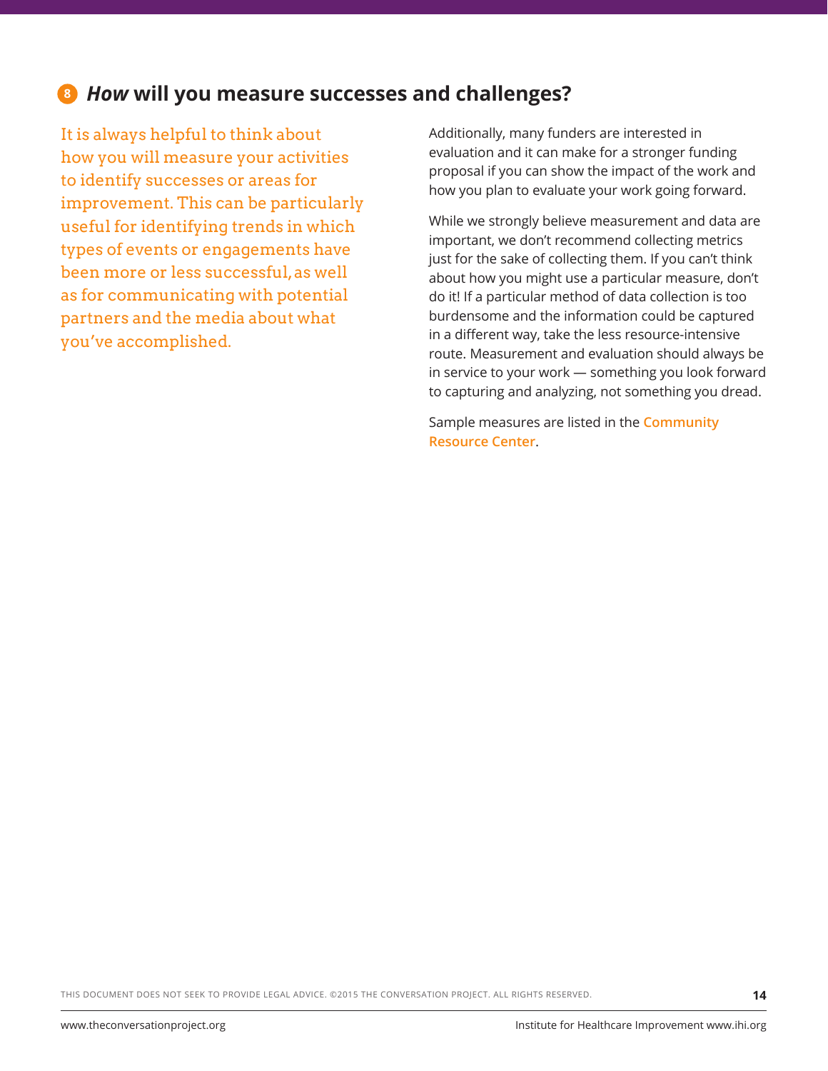## 8 *How* will you measure successes and challenges?

It is always helpful to think about how you will measure your activities to identify successes or areas for improvement. This can be particularly useful for identifying trends in which types of events or engagements have been more or less successful, as well as for communicating with potential partners and the media about what you've accomplished.

Additionally, many funders are interested in evaluation and it can make for a stronger funding proposal if you can show the impact of the work and how you plan to evaluate your work going forward.

While we strongly believe measurement and data are important, we don't recommend collecting metrics just for the sake of collecting them. If you can't think about how you might use a particular measure, don't do it! If a particular method of data collection is too burdensome and the information could be captured in a different way, take the less resource-intensive route. Measurement and evaluation should always be in service to your work — something you look forward to capturing and analyzing, not something you dread.

Sample measures are listed in the Community Resource Center.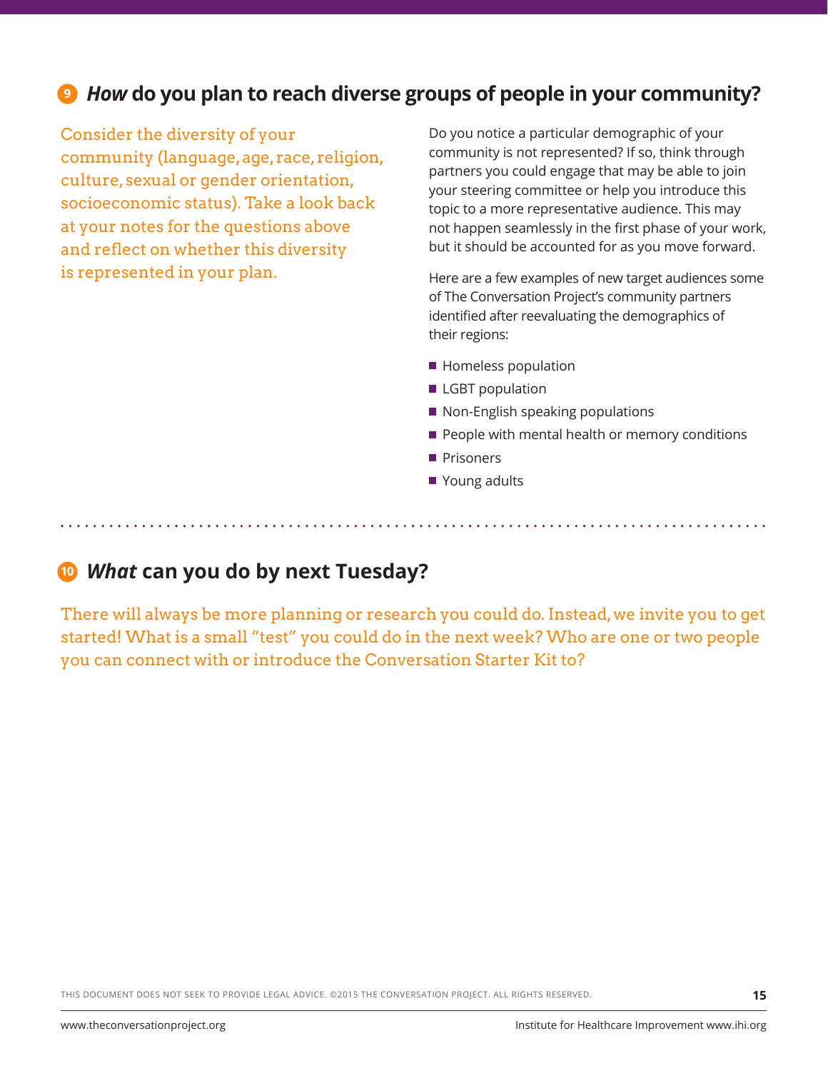## 9 *How* do you plan to reach diverse groups of people in your community?

Consider the diversity of your community (language, age, race, religion, culture, sexual or gender orientation, socioeconomic status). Take a look back at your notes for the questions above and reflect on whether this diversity is represented in your plan.

Do you notice a particular demographic of your community is not represented? If so, think through partners you could engage that may be able to join your steering committee or help you introduce this topic to a more representative audience. This may not happen seamlessly in the first phase of your work, but it should be accounted for as you move forward.

Here are a few examples of new target audiences some of The Conversation Project's community partners identified after reevaluating the demographics of their regions:

- Homeless population
- LGBT population
- Non-English speaking populations
- People with mental health or memory conditions
- Prisoners
- Young adults

## 10 *What* can you do by next Tuesday?

There will always be more planning or research you could do. Instead, we invite you to get started! What is a small "test" you could do in the next week? Who are one or two people you can connect with or introduce the Conversation Starter Kit to?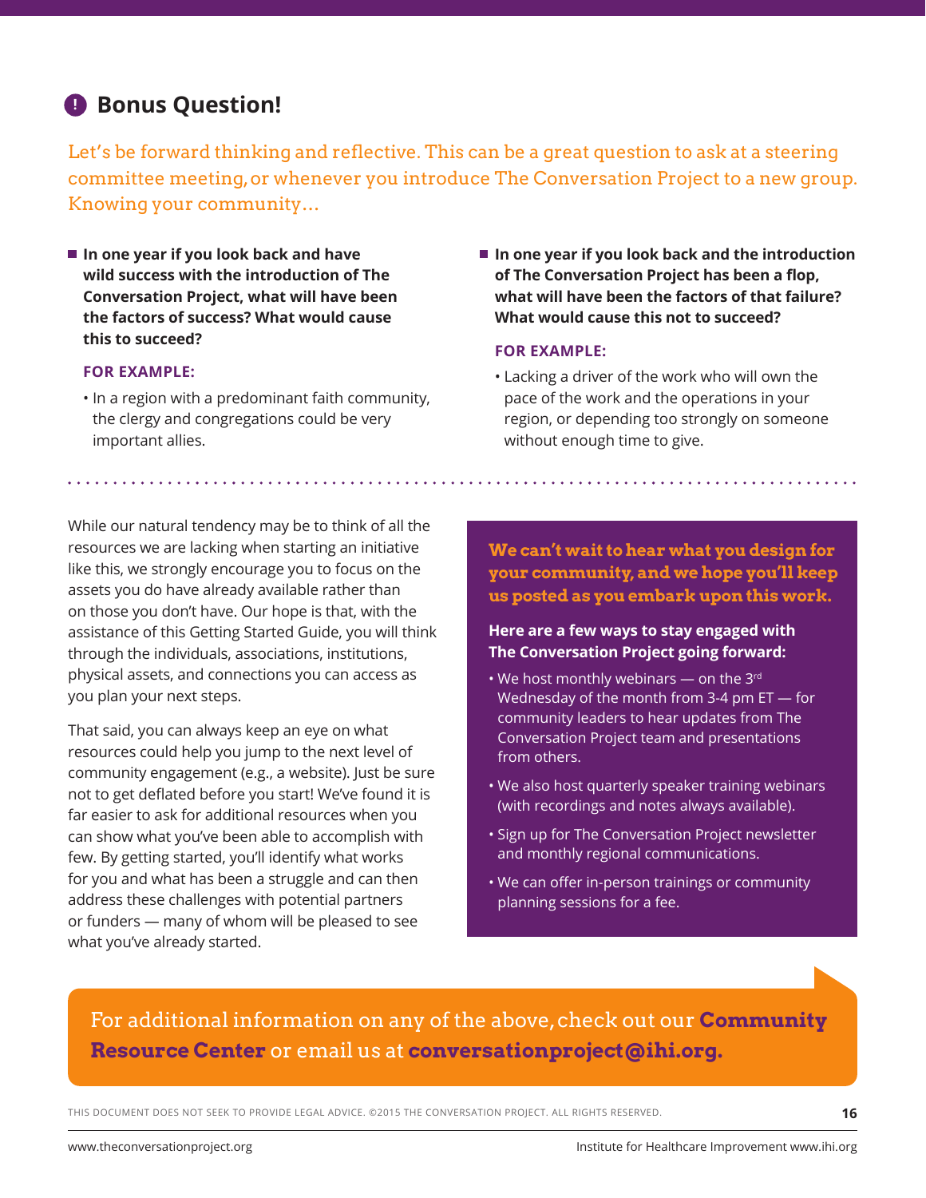## Bonus Question!

Let's be forward thinking and reflective. This can be a great question to ask at a steering committee meeting, or whenever you introduce The Conversation Project to a new group. Knowing your community…

- **In one year if you look back and have wild success with the introduction of The Conversation Project, what will have been the factors of success? What would cause this to succeed?**

  **FOR EXAMPLE:**

  - In a region with a predominant faith community, the clergy and congregations could be very important allies.

- **In one year if you look back and the introduction of The Conversation Project has been a flop, what will have been the factors of that failure? What would cause this not to succeed?**

  **FOR EXAMPLE:**

  - Lacking a driver of the work who will own the pace of the work and the operations in your region, or depending too strongly on someone without enough time to give.

While our natural tendency may be to think of all the resources we are lacking when starting an initiative like this, we strongly encourage you to focus on the assets you do have already available rather than on those you don't have. Our hope is that, with the assistance of this Getting Started Guide, you will think through the individuals, associations, institutions, physical assets, and connections you can access as you plan your next steps.

That said, you can always keep an eye on what resources could help you jump to the next level of community engagement (e.g., a website). Just be sure not to get deflated before you start! We've found it is far easier to ask for additional resources when you can show what you've been able to accomplish with few. By getting started, you'll identify what works for you and what has been a struggle and can then address these challenges with potential partners or funders — many of whom will be pleased to see what you've already started.

**We can't wait to hear what you design for your community, and we hope you'll keep us posted as you embark upon this work.**

**Here are a few ways to stay engaged with The Conversation Project going forward:**

- We host monthly webinars — on the 3rd Wednesday of the month from 3-4 pm ET — for community leaders to hear updates from The Conversation Project team and presentations from others.
- We also host quarterly speaker training webinars (with recordings and notes always available).
- Sign up for The Conversation Project newsletter and monthly regional communications.
- We can offer in-person trainings or community planning sessions for a fee.

For additional information on any of the above, check out our **Community Resource Center** or email us at **conversationproject@ihi.org.**

THIS DOCUMENT DOES NOT SEEK TO PROVIDE LEGAL ADVICE. ©2015 THE CONVERSATION PROJECT. ALL RIGHTS RESERVED.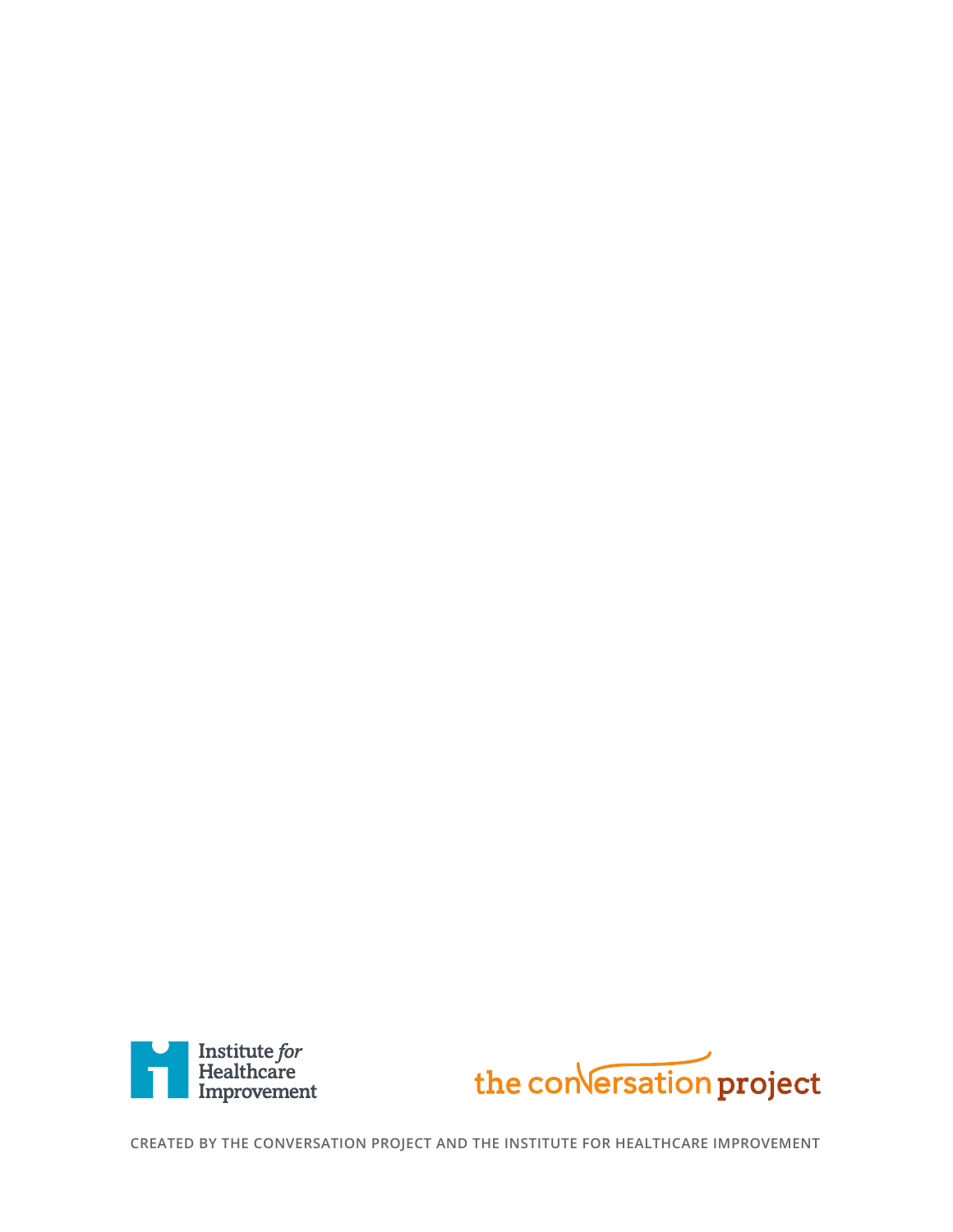Institute *for* Healthcare Improvement

the conversation project

CREATED BY THE CONVERSATION PROJECT AND THE INSTITUTE FOR HEALTHCARE IMPROVEMENT